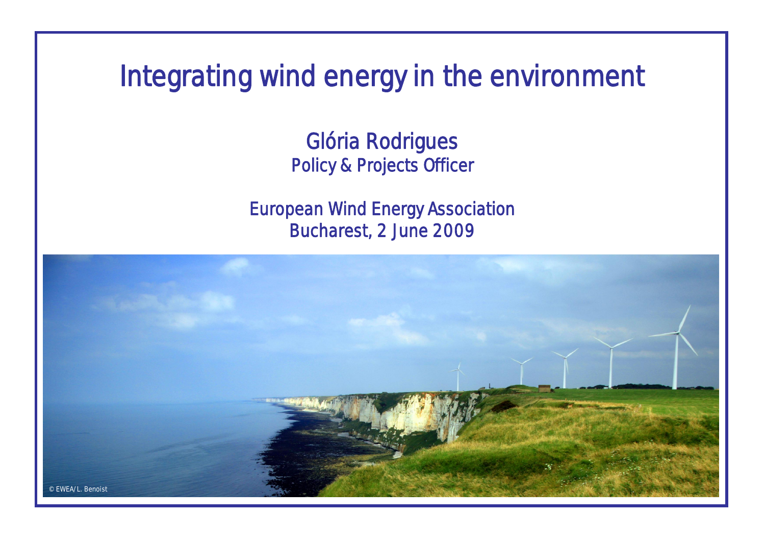# Integrating wind energy in the environment

Glória Rodrigues
Policy & Projects Officer

European Wind Energy Association
Bucharest, 2 June 2009

© EWEA/ L. Benoist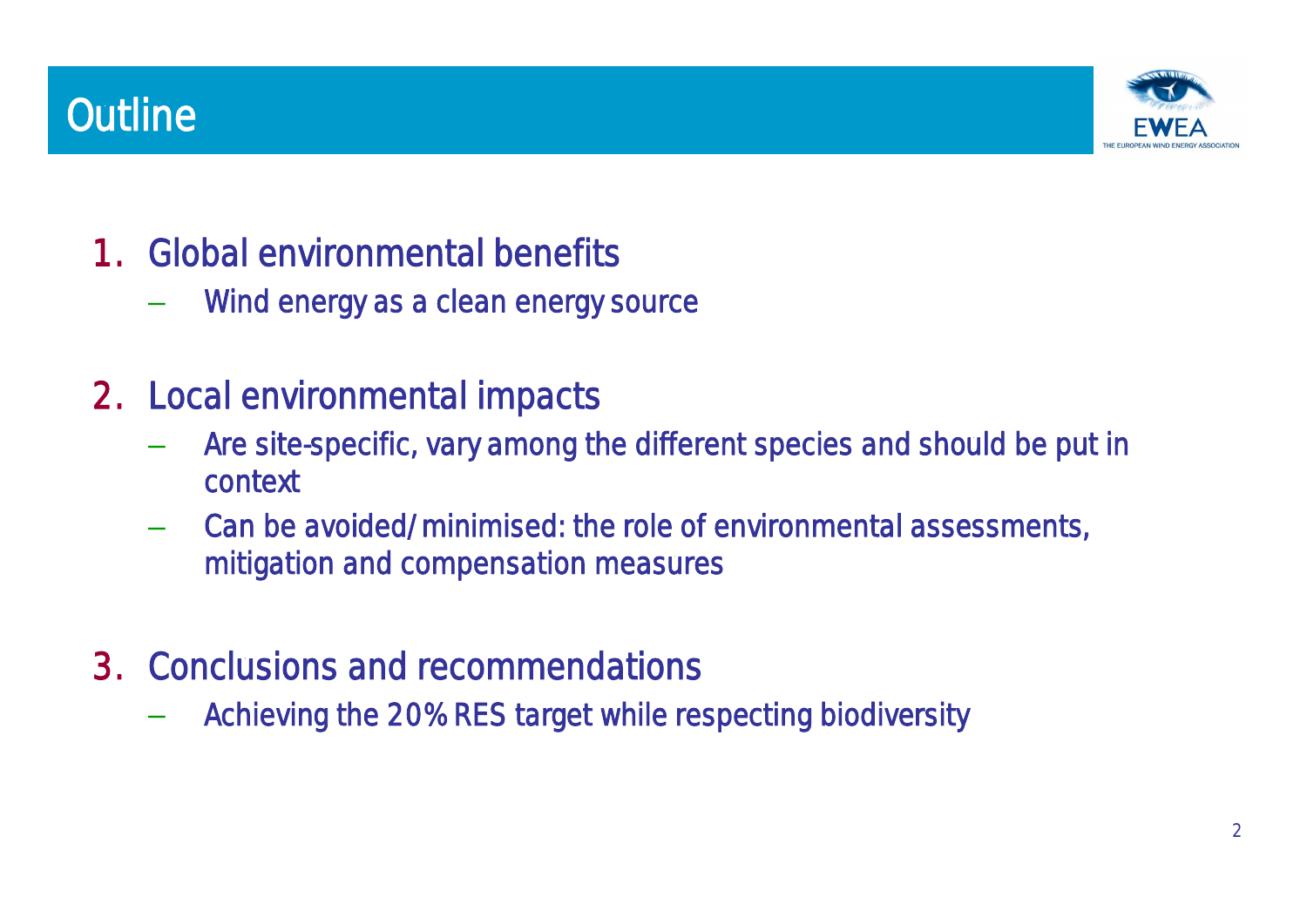# Outline

1. Global environmental benefits
   - Wind energy as a clean energy source

2. Local environmental impacts
   - Are site-specific, vary among the different species and should be put in context
   - Can be avoided/minimised: the role of environmental assessments, mitigation and compensation measures

3. Conclusions and recommendations
   - Achieving the 20% RES target while respecting biodiversity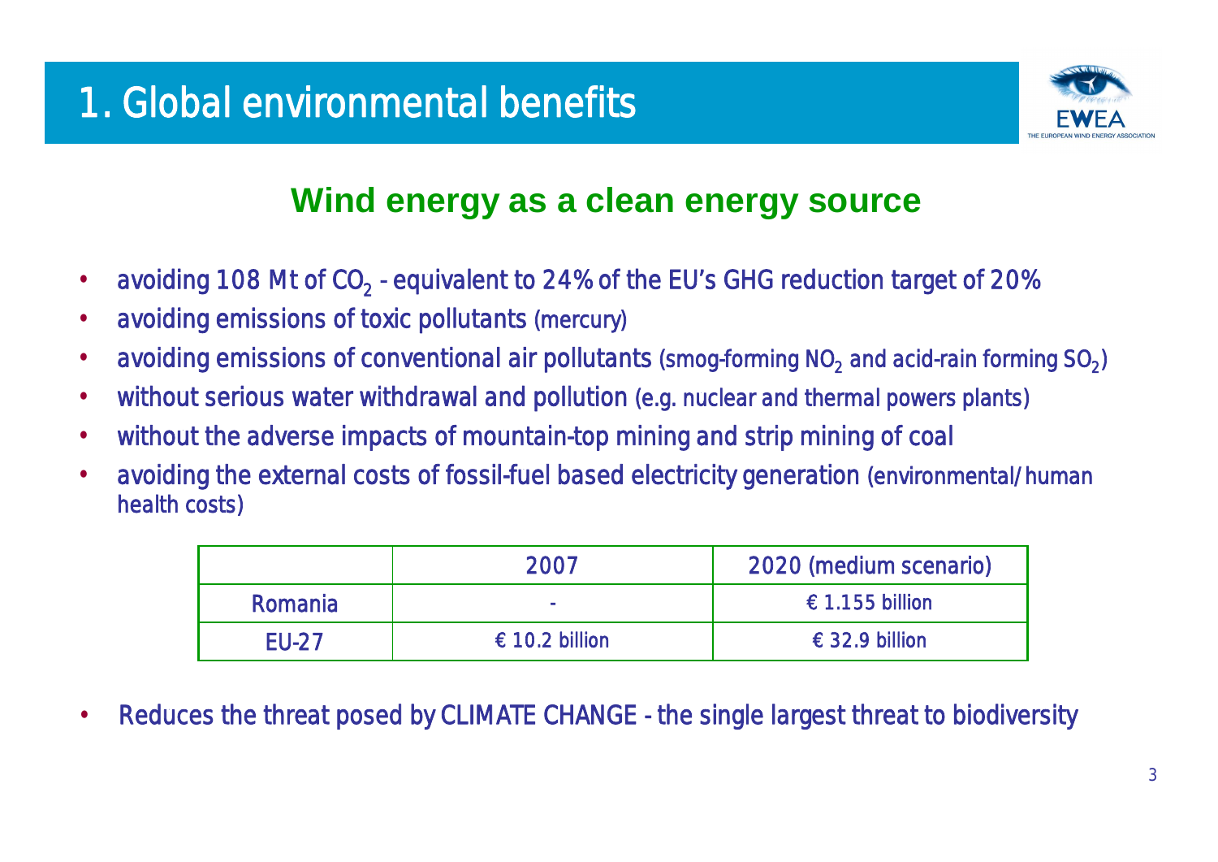# 1. Global environmental benefits

## Wind energy as a clean energy source

- avoiding 108 Mt of $CO_2$ - equivalent to 24% of the EU's GHG reduction target of 20%
- avoiding emissions of toxic pollutants (mercury)
- avoiding emissions of conventional air pollutants (smog-forming $NO_2$ and acid-rain forming $SO_2$)
- without serious water withdrawal and pollution (e.g. nuclear and thermal powers plants)
- without the adverse impacts of mountain-top mining and strip mining of coal
- avoiding the external costs of fossil-fuel based electricity generation (environmental/human health costs)

| | 2007 | 2020 (medium scenario) |
|---|---|---|
| Romania | - | € 1.155 billion |
| EU-27 | € 10.2 billion | € 32.9 billion |

- Reduces the threat posed by CLIMATE CHANGE - the single largest threat to biodiversity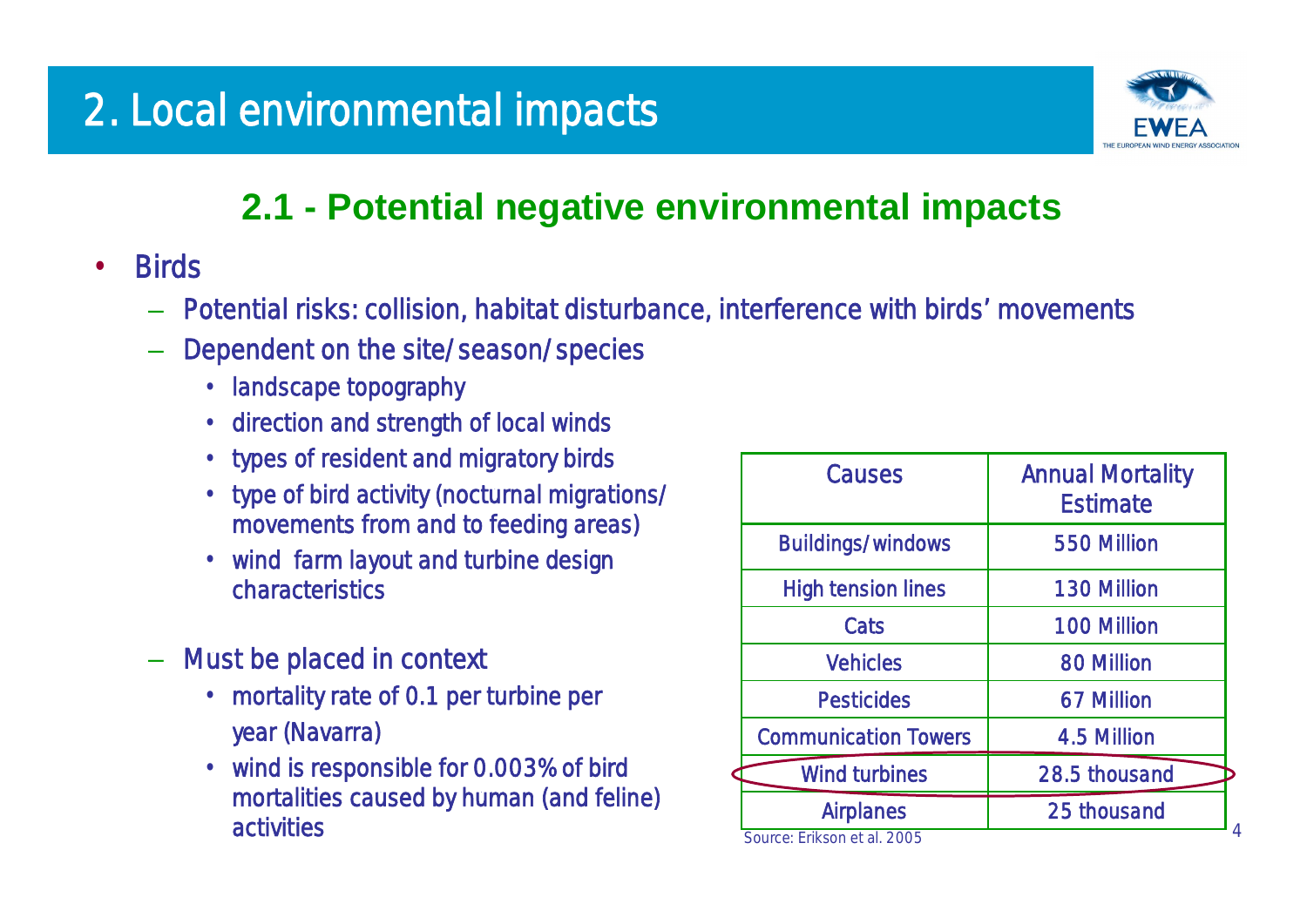# 2. Local environmental impacts

## 2.1 - Potential negative environmental impacts

- Birds
  - Potential risks: collision, habitat disturbance, interference with birds' movements
  - Dependent on the site/season/species
    - landscape topography
    - direction and strength of local winds
    - types of resident and migratory birds
    - type of bird activity (nocturnal migrations/ movements from and to feeding areas)
    - wind farm layout and turbine design characteristics
  - Must be placed in context
    - mortality rate of 0.1 per turbine per year (Navarra)
    - wind is responsible for 0.003% of bird mortalities caused by human (and feline) activities

| Causes | Annual Mortality Estimate |
| --- | --- |
| Buildings/windows | 550 Million |
| High tension lines | 130 Million |
| Cats | 100 Million |
| Vehicles | 80 Million |
| Pesticides | 67 Million |
| Communication Towers | 4.5 Million |
| Wind turbines | 28.5 thousand |
| Airplanes | 25 thousand |

Source: Erikson et al. 2005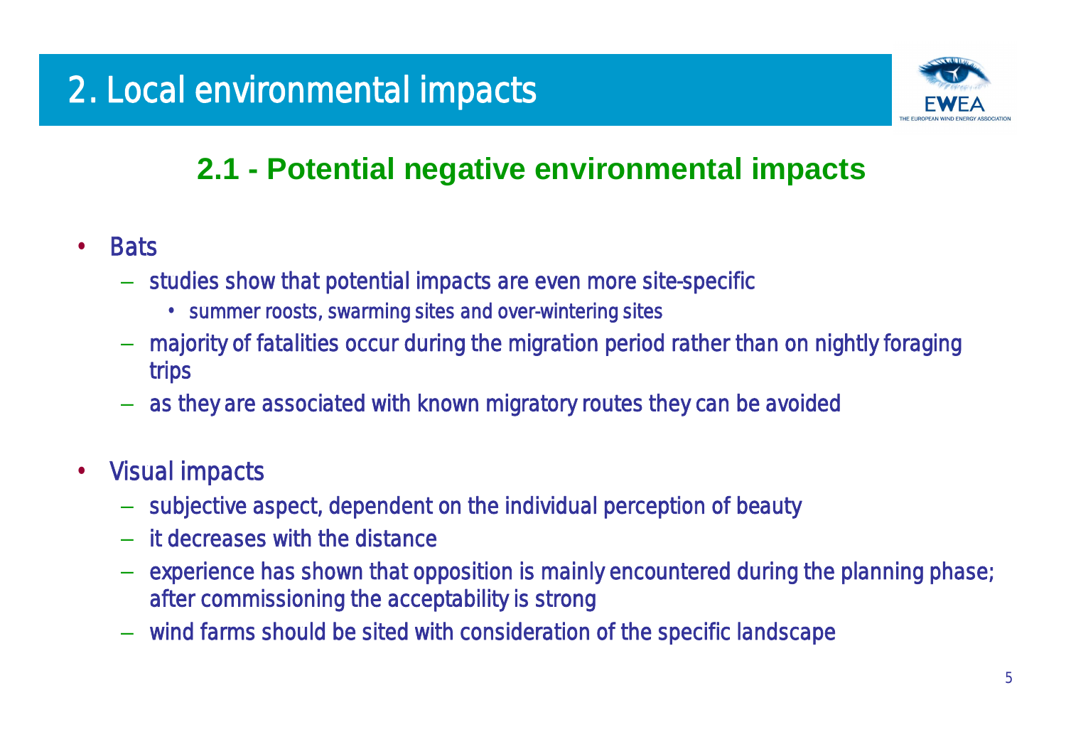# 2. Local environmental impacts

## 2.1 - Potential negative environmental impacts

- Bats
  - studies show that potential impacts are even more site-specific
    - summer roosts, swarming sites and over-wintering sites
  - majority of fatalities occur during the migration period rather than on nightly foraging trips
  - as they are associated with known migratory routes they can be avoided

- Visual impacts
  - subjective aspect, dependent on the individual perception of beauty
  - it decreases with the distance
  - experience has shown that opposition is mainly encountered during the planning phase; after commissioning the acceptability is strong
  - wind farms should be sited with consideration of the specific landscape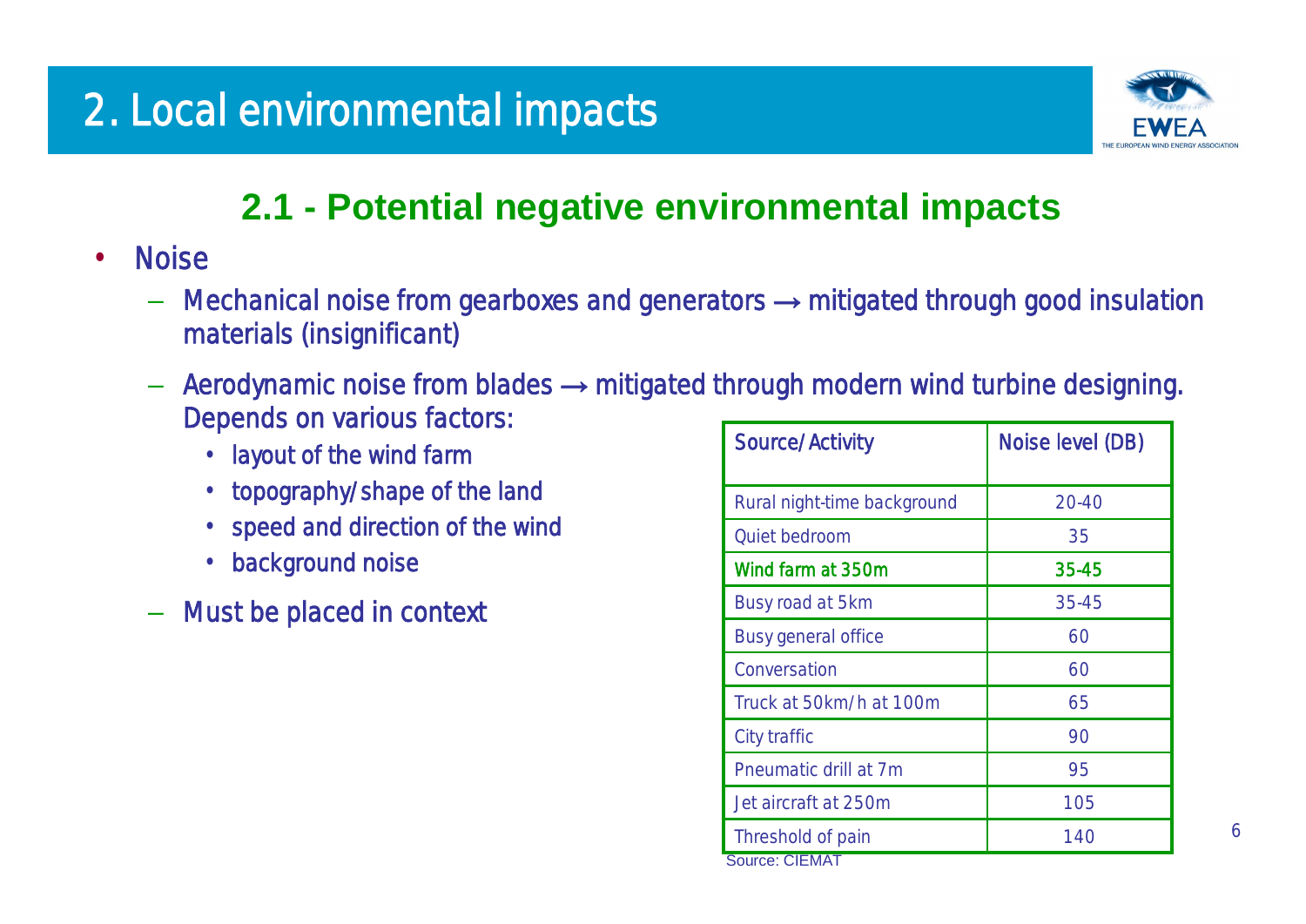# 2. Local environmental impacts

## 2.1 - Potential negative environmental impacts

- Noise
  - Mechanical noise from gearboxes and generators → mitigated through good insulation materials (insignificant)
  - Aerodynamic noise from blades → mitigated through modern wind turbine designing. Depends on various factors:
    - layout of the wind farm
    - topography/shape of the land
    - speed and direction of the wind
    - background noise
  - Must be placed in context

| Source/Activity | Noise level (DB) |
|---|---|
| Rural night-time background | 20-40 |
| Quiet bedroom | 35 |
| Wind farm at 350m | 35-45 |
| Busy road at 5km | 35-45 |
| Busy general office | 60 |
| Conversation | 60 |
| Truck at 50km/h at 100m | 65 |
| City traffic | 90 |
| Pneumatic drill at 7m | 95 |
| Jet aircraft at 250m | 105 |
| Threshold of pain | 140 |

Source: CIEMAT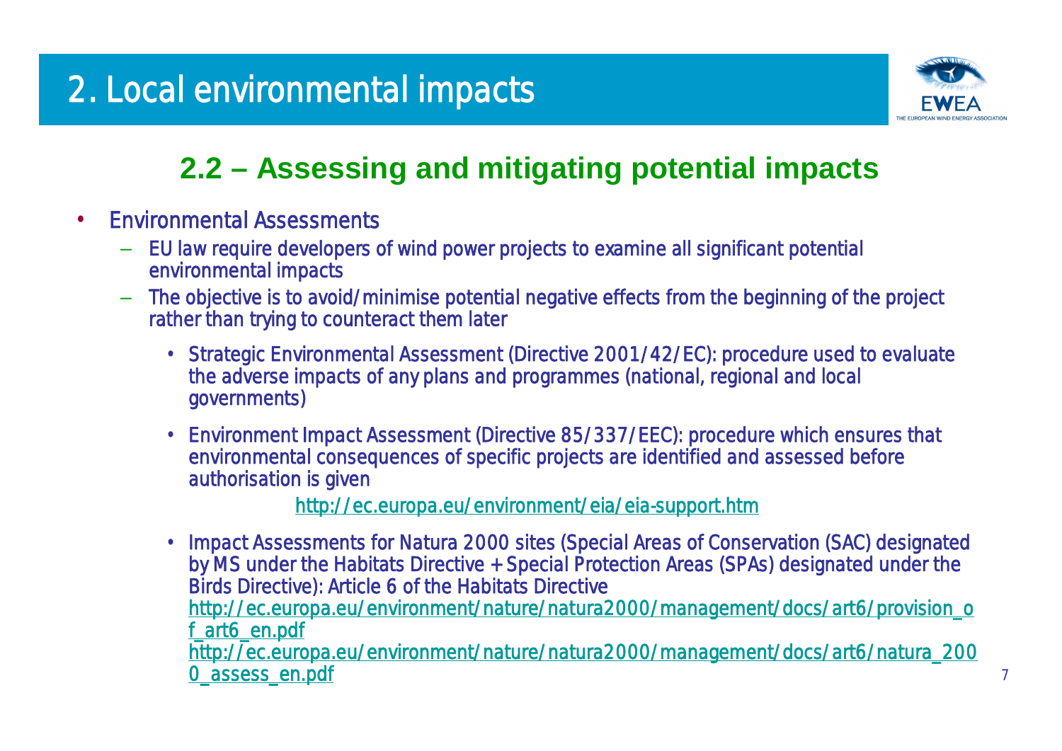# 2. Local environmental impacts

## 2.2 – Assessing and mitigating potential impacts

- Environmental Assessments
  - EU law require developers of wind power projects to examine all significant potential environmental impacts
  - The objective is to avoid/minimise potential negative effects from the beginning of the project rather than trying to counteract them later
    - Strategic Environmental Assessment (Directive 2001/42/EC): procedure used to evaluate the adverse impacts of any plans and programmes (national, regional and local governments)
    - Environment Impact Assessment (Directive 85/337/EEC): procedure which ensures that environmental consequences of specific projects are identified and assessed before authorisation is given

      http://ec.europa.eu/environment/eia/eia-support.htm
    - Impact Assessments for Natura 2000 sites (Special Areas of Conservation (SAC) designated by MS under the Habitats Directive + Special Protection Areas (SPAs) designated under the Birds Directive): Article 6 of the Habitats Directive
      http://ec.europa.eu/environment/nature/natura2000/management/docs/art6/provision_of_art6_en.pdf
      http://ec.europa.eu/environment/nature/natura2000/management/docs/art6/natura_2000_assess_en.pdf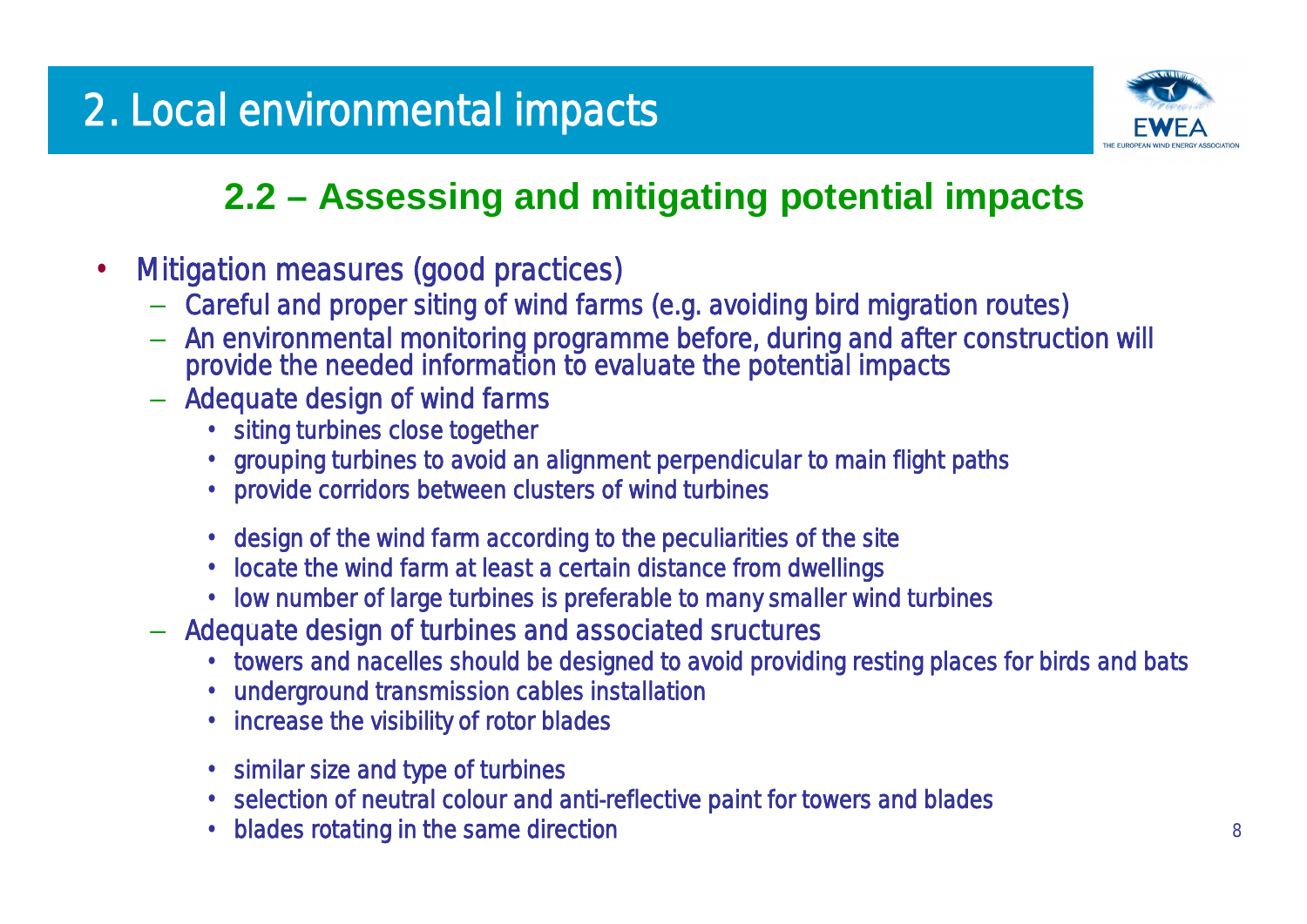# 2. Local environmental impacts

## 2.2 – Assessing and mitigating potential impacts

- Mitigation measures (good practices)
  - Careful and proper siting of wind farms (e.g. avoiding bird migration routes)
  - An environmental monitoring programme before, during and after construction will provide the needed information to evaluate the potential impacts
  - Adequate design of wind farms
    - siting turbines close together
    - grouping turbines to avoid an alignment perpendicular to main flight paths
    - provide corridors between clusters of wind turbines
    - design of the wind farm according to the peculiarities of the site
    - locate the wind farm at least a certain distance from dwellings
    - low number of large turbines is preferable to many smaller wind turbines
  - Adequate design of turbines and associated sructures
    - towers and nacelles should be designed to avoid providing resting places for birds and bats
    - underground transmission cables installation
    - increase the visibility of rotor blades
    - similar size and type of turbines
    - selection of neutral colour and anti-reflective paint for towers and blades
    - blades rotating in the same direction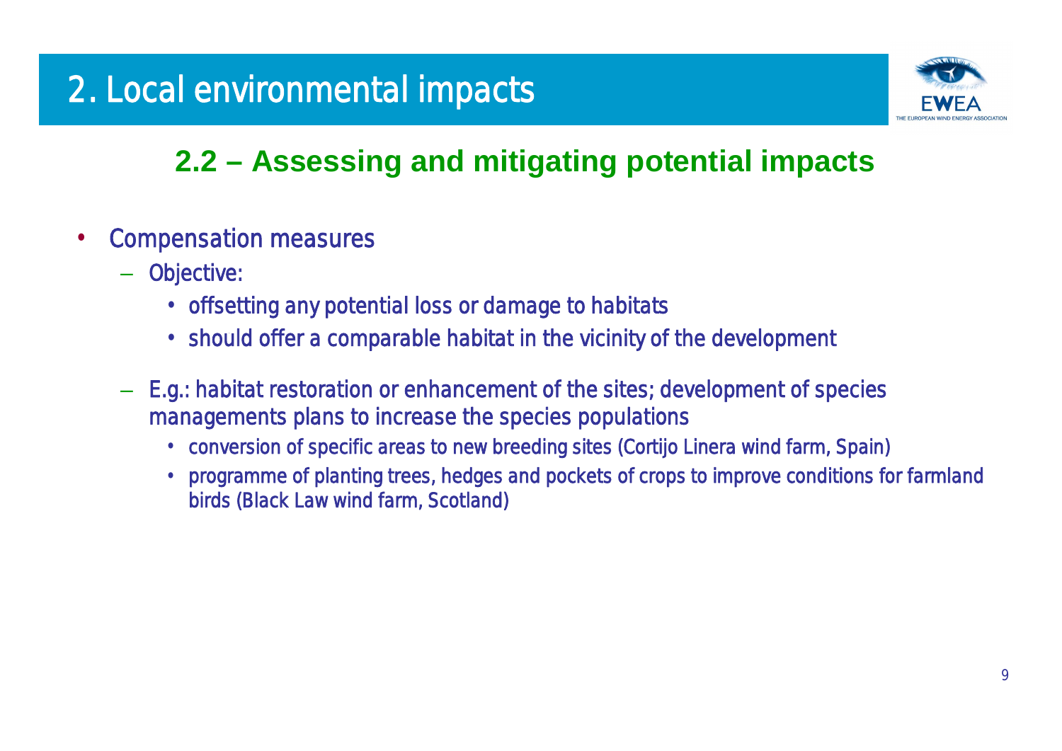# 2. Local environmental impacts

## 2.2 – Assessing and mitigating potential impacts

- Compensation measures
  - Objective:
    - offsetting any potential loss or damage to habitats
    - should offer a comparable habitat in the vicinity of the development
  - E.g.: habitat restoration or enhancement of the sites; development of species managements plans to increase the species populations
    - conversion of specific areas to new breeding sites (Cortijo Linera wind farm, Spain)
    - programme of planting trees, hedges and pockets of crops to improve conditions for farmland birds (Black Law wind farm, Scotland)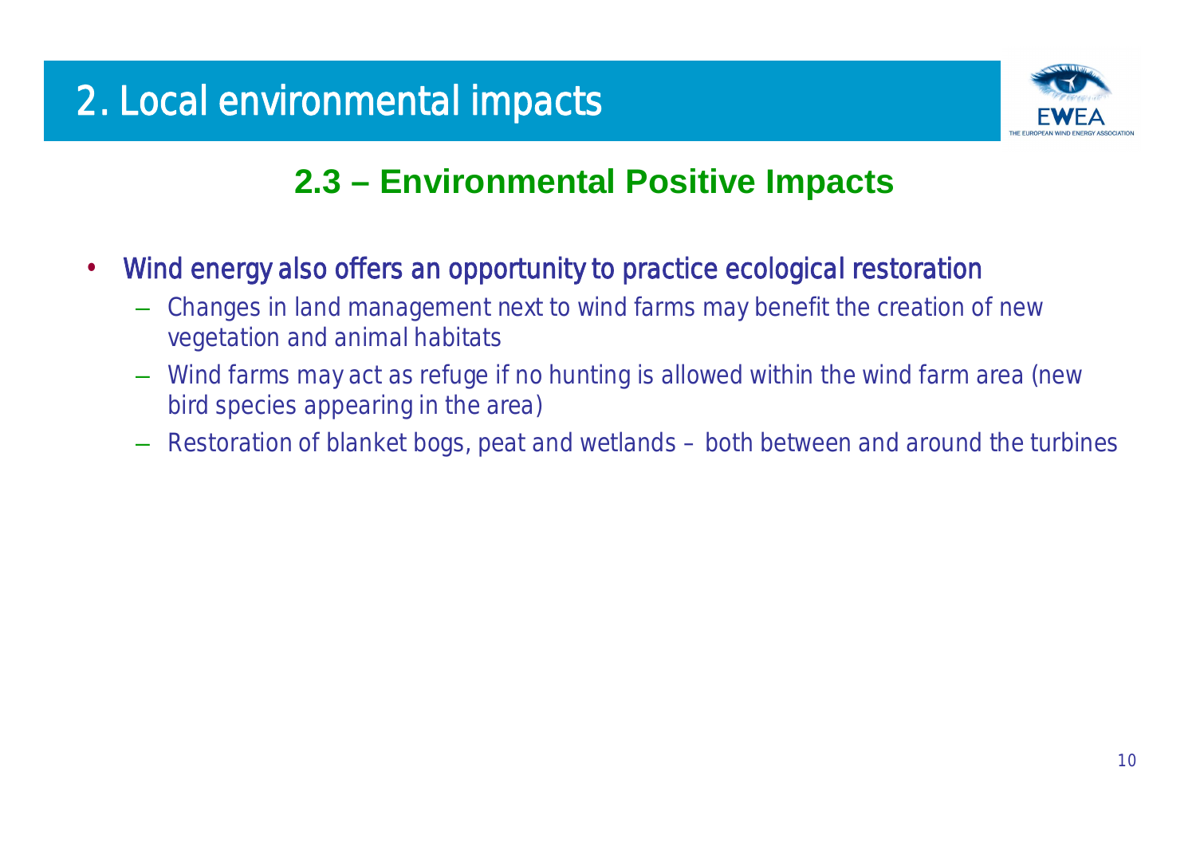# 2. Local environmental impacts

## 2.3 – Environmental Positive Impacts

- Wind energy also offers an opportunity to practice ecological restoration
  - Changes in land management next to wind farms may benefit the creation of new vegetation and animal habitats
  - Wind farms may act as refuge if no hunting is allowed within the wind farm area (new bird species appearing in the area)
  - Restoration of blanket bogs, peat and wetlands – both between and around the turbines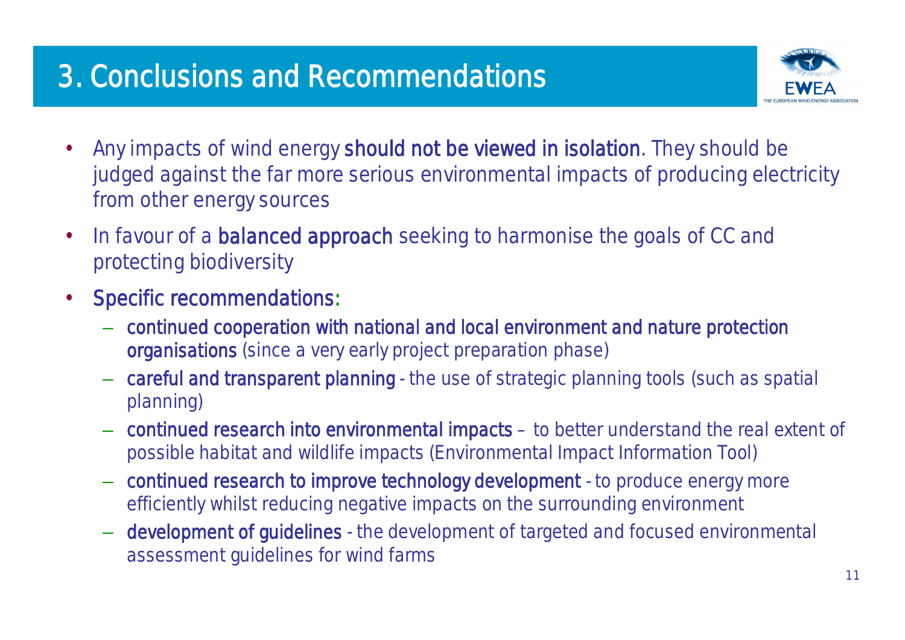# 3. Conclusions and Recommendations

- Any impacts of wind energy **should not be viewed in isolation**. They should be judged against the far more serious environmental impacts of producing electricity from other energy sources
- In favour of a **balanced approach** seeking to harmonise the goals of CC and protecting biodiversity
- **Specific recommendations:**
  - **continued cooperation with national and local environment and nature protection organisations** (since a very early project preparation phase)
  - **careful and transparent planning** - the use of strategic planning tools (such as spatial planning)
  - **continued research into environmental impacts** – to better understand the real extent of possible habitat and wildlife impacts (Environmental Impact Information Tool)
  - **continued research to improve technology development** - to produce energy more efficiently whilst reducing negative impacts on the surrounding environment
  - **development of guidelines** - the development of targeted and focused environmental assessment guidelines for wind farms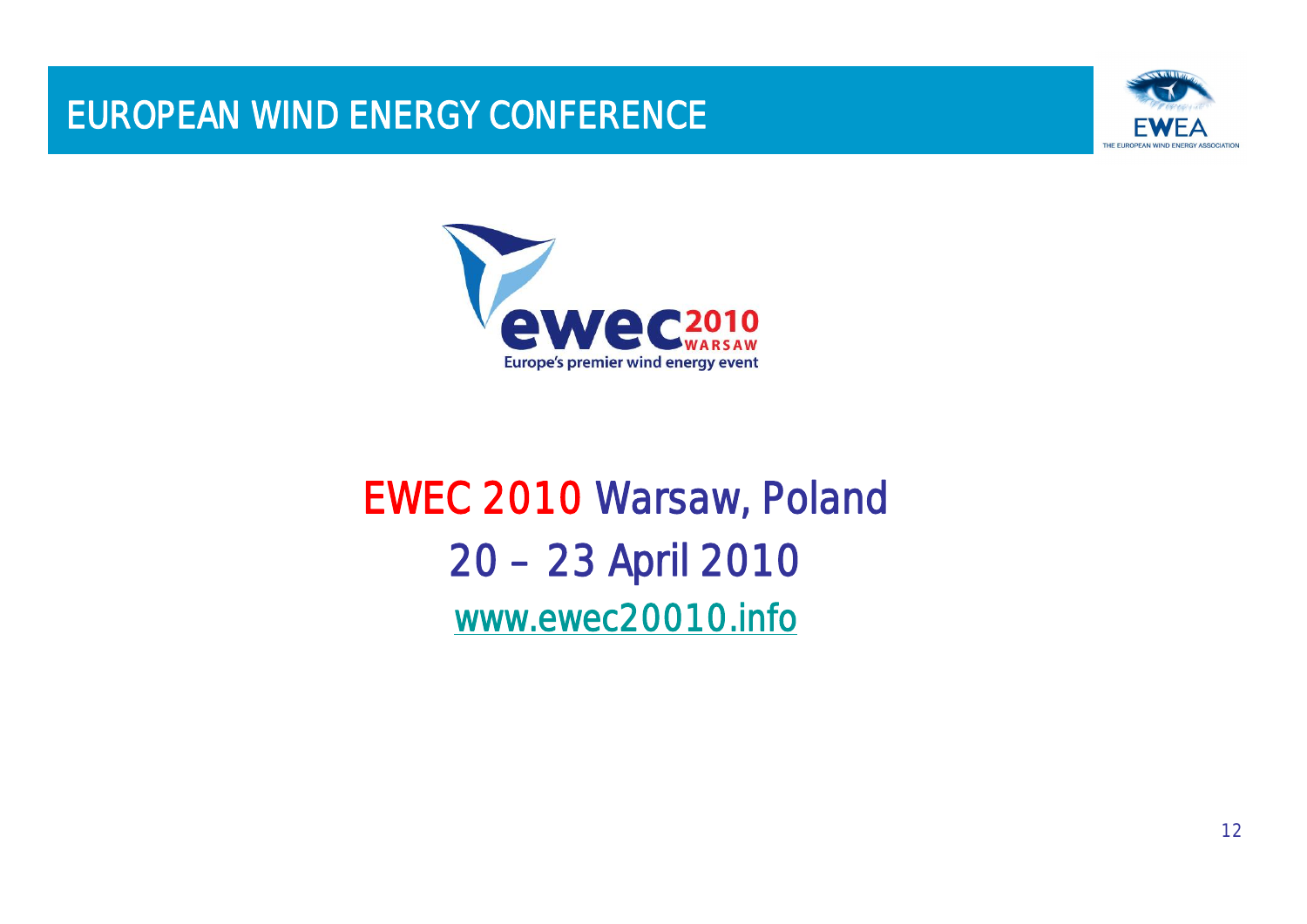# EUROPEAN WIND ENERGY CONFERENCE

EWEC 2010 Warsaw, Poland

20 – 23 April 2010

www.ewec20010.info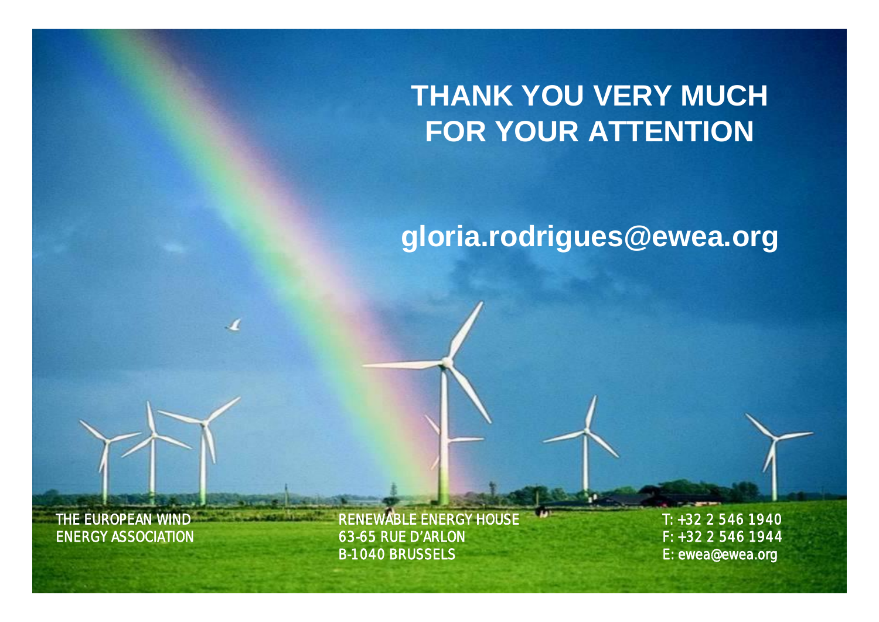# THANK YOU VERY MUCH FOR YOUR ATTENTION

**gloria.rodrigues@ewea.org**

THE EUROPEAN WIND
ENERGY ASSOCIATION

RENEWABLE ENERGY HOUSE
63-65 RUE D'ARLON
B-1040 BRUSSELS

T: +32 2 546 1940
F: +32 2 546 1944
E: ewea@ewea.org